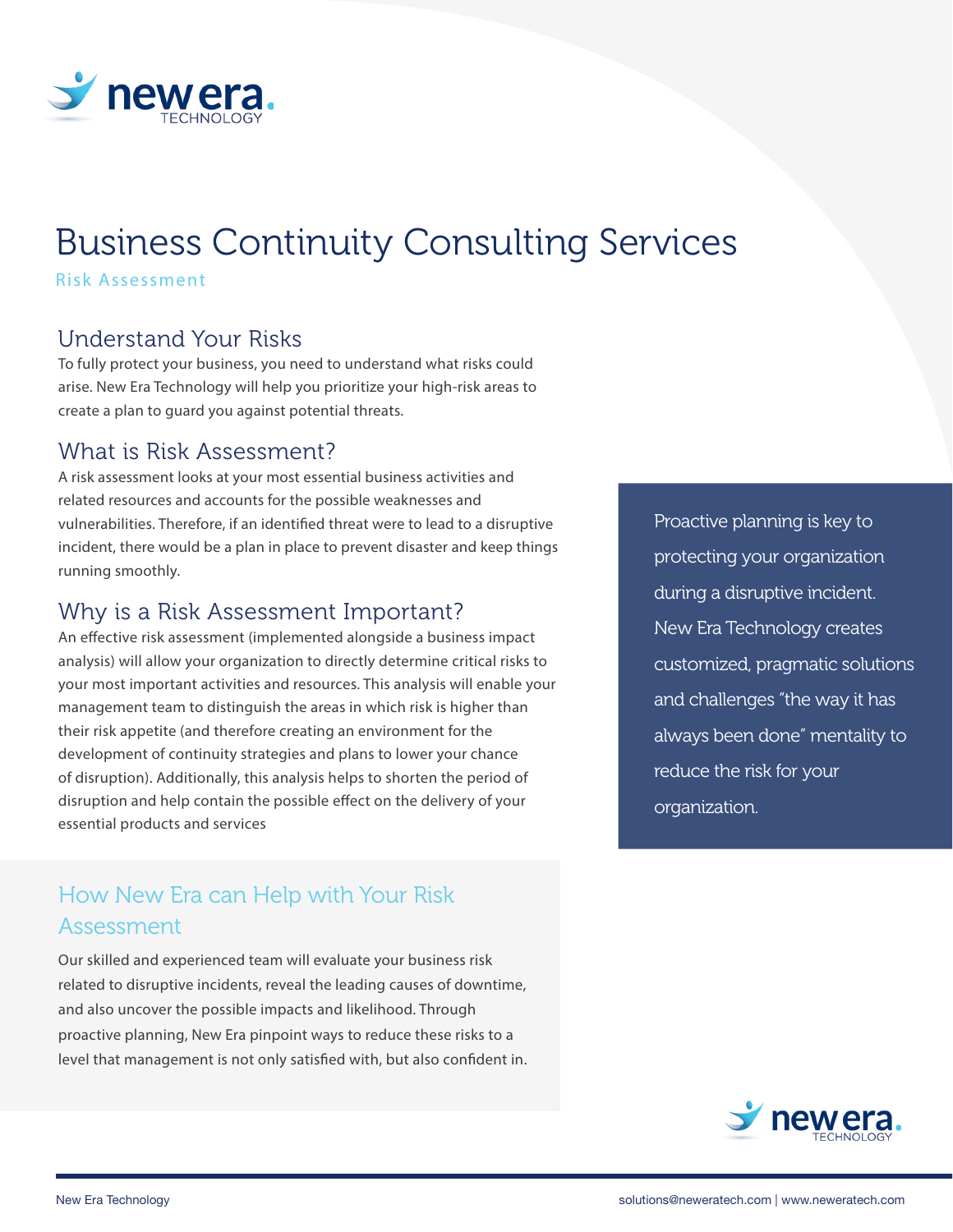# Business Continuity Consulting Services

Risk Assessment

## Understand Your Risks

To fully protect your business, you need to understand what risks could arise. New Era Technology will help you prioritize your high-risk areas to create a plan to guard you against potential threats.

## What is Risk Assessment?

A risk assessment looks at your most essential business activities and related resources and accounts for the possible weaknesses and vulnerabilities. Therefore, if an identified threat were to lead to a disruptive incident, there would be a plan in place to prevent disaster and keep things running smoothly.

## Why is a Risk Assessment Important?

An effective risk assessment (implemented alongside a business impact analysis) will allow your organization to directly determine critical risks to your most important activities and resources. This analysis will enable your management team to distinguish the areas in which risk is higher than their risk appetite (and therefore creating an environment for the development of continuity strategies and plans to lower your chance of disruption). Additionally, this analysis helps to shorten the period of disruption and help contain the possible effect on the delivery of your essential products and services

> Proactive planning is key to protecting your organization during a disruptive incident. New Era Technology creates customized, pragmatic solutions and challenges "the way it has always been done" mentality to reduce the risk for your organization.

## How New Era can Help with Your Risk Assessment

Our skilled and experienced team will evaluate your business risk related to disruptive incidents, reveal the leading causes of downtime, and also uncover the possible impacts and likelihood. Through proactive planning, New Era pinpoint ways to reduce these risks to a level that management is not only satisfied with, but also confident in.

New Era Technology | solutions@neweratech.com | www.neweratech.com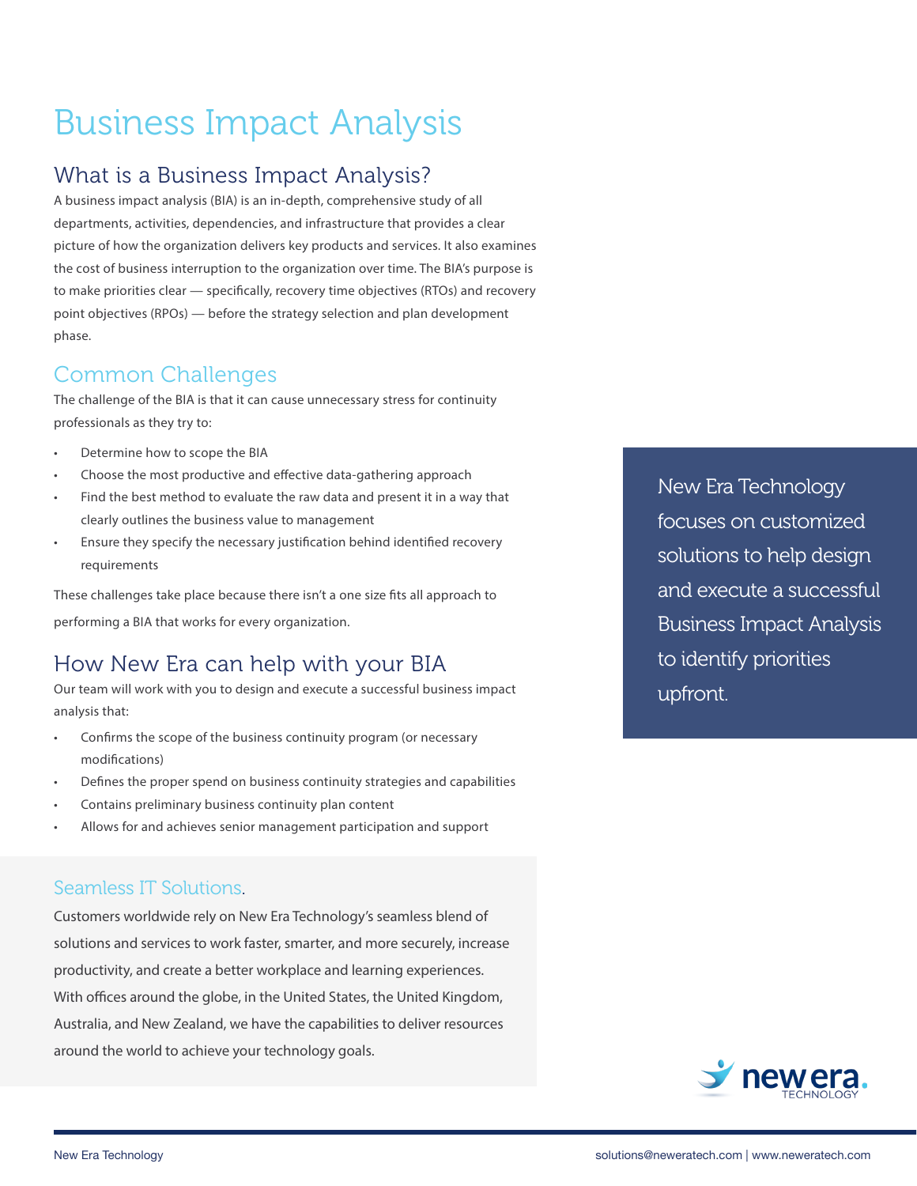# Business Impact Analysis

## What is a Business Impact Analysis?

A business impact analysis (BIA) is an in-depth, comprehensive study of all departments, activities, dependencies, and infrastructure that provides a clear picture of how the organization delivers key products and services. It also examines the cost of business interruption to the organization over time. The BIA's purpose is to make priorities clear — specifically, recovery time objectives (RTOs) and recovery point objectives (RPOs) — before the strategy selection and plan development phase.

## Common Challenges

The challenge of the BIA is that it can cause unnecessary stress for continuity professionals as they try to:

- Determine how to scope the BIA
- Choose the most productive and effective data-gathering approach
- Find the best method to evaluate the raw data and present it in a way that clearly outlines the business value to management
- Ensure they specify the necessary justification behind identified recovery requirements

These challenges take place because there isn't a one size fits all approach to performing a BIA that works for every organization.

## How New Era can help with your BIA

Our team will work with you to design and execute a successful business impact analysis that:

- Confirms the scope of the business continuity program (or necessary modifications)
- Defines the proper spend on business continuity strategies and capabilities
- Contains preliminary business continuity plan content
- Allows for and achieves senior management participation and support

New Era Technology focuses on customized solutions to help design and execute a successful Business Impact Analysis to identify priorities upfront.

## Seamless IT Solutions.

Customers worldwide rely on New Era Technology's seamless blend of solutions and services to work faster, smarter, and more securely, increase productivity, and create a better workplace and learning experiences. With offices around the globe, in the United States, the United Kingdom, Australia, and New Zealand, we have the capabilities to deliver resources around the world to achieve your technology goals.

New Era Technology

solutions@neweratech.com | www.neweratech.com